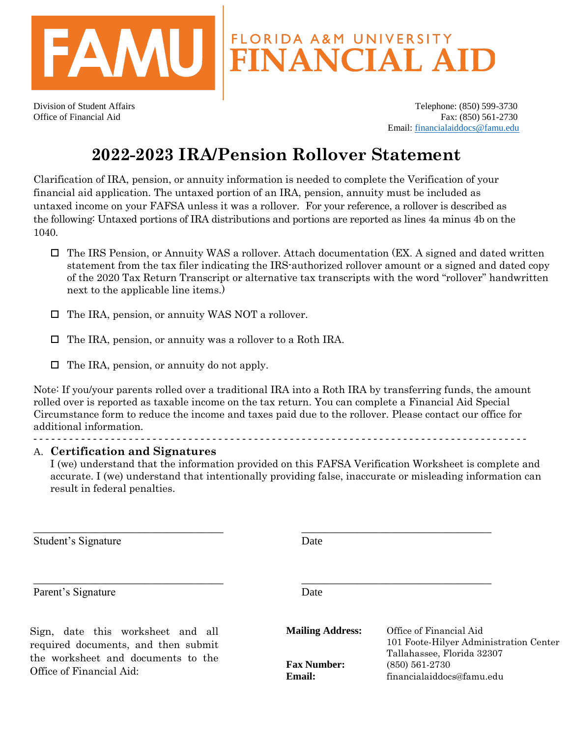FAMU | FLORIDA A&M UNIVERSITY **FINANCIAL AID**

Division of Student Affairs
Office of Financial Aid

Telephone: (850) 599-3730
Fax: (850) 561-2730
Email: financialaiddocs@famu.edu

# 2022-2023 IRA/Pension Rollover Statement

Clarification of IRA, pension, or annuity information is needed to complete the Verification of your financial aid application. The untaxed portion of an IRA, pension, annuity must be included as untaxed income on your FAFSA unless it was a rollover. For your reference, a rollover is described as the following: Untaxed portions of IRA distributions and portions are reported as lines 4a minus 4b on the 1040.

- ☐ The IRS Pension, or Annuity WAS a rollover. Attach documentation (EX. A signed and dated written statement from the tax filer indicating the IRS-authorized rollover amount or a signed and dated copy of the 2020 Tax Return Transcript or alternative tax transcripts with the word "rollover" handwritten next to the applicable line items.)

- ☐ The IRA, pension, or annuity WAS NOT a rollover.

- ☐ The IRA, pension, or annuity was a rollover to a Roth IRA.

- ☐ The IRA, pension, or annuity do not apply.

Note: If you/your parents rolled over a traditional IRA into a Roth IRA by transferring funds, the amount rolled over is reported as taxable income on the tax return. You can complete a Financial Aid Special Circumstance form to reduce the income and taxes paid due to the rollover. Please contact our office for additional information.

---

A. **Certification and Signatures**

I (we) understand that the information provided on this FAFSA Verification Worksheet is complete and accurate. I (we) understand that intentionally providing false, inaccurate or misleading information can result in federal penalties.

\_\_\_\_\_\_\_\_\_\_\_\_\_\_\_\_\_\_\_\_\_\_\_\_\_\_\_\_\_\_\_\_\_\_ \_\_\_\_\_\_\_\_\_\_\_\_\_\_\_\_\_\_\_\_\_\_\_\_\_\_\_\_\_\_\_\_\_\_
Student's Signature Date

\_\_\_\_\_\_\_\_\_\_\_\_\_\_\_\_\_\_\_\_\_\_\_\_\_\_\_\_\_\_\_\_\_\_ \_\_\_\_\_\_\_\_\_\_\_\_\_\_\_\_\_\_\_\_\_\_\_\_\_\_\_\_\_\_\_\_\_\_
Parent's Signature Date

Sign, date this worksheet and all required documents, and then submit the worksheet and documents to the Office of Financial Aid:

**Mailing Address:** Office of Financial Aid
101 Foote-Hilyer Administration Center
Tallahassee, Florida 32307

**Fax Number:** (850) 561-2730

**Email:** financialaiddocs@famu.edu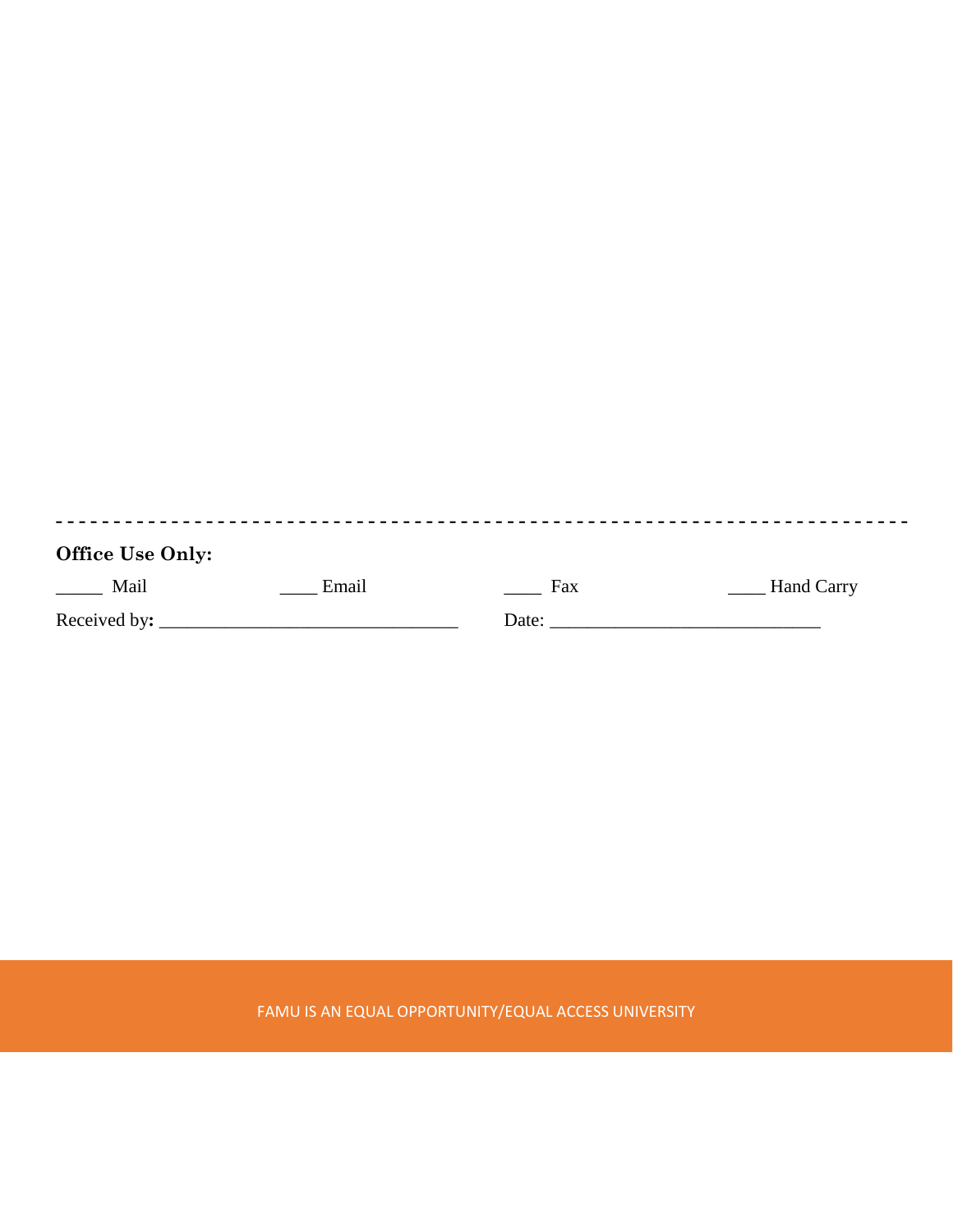- - - - - - - - - - - - - - - - - - - - - - - - - - - - - - - - - - - - - - - - - - - - - - - - - - - - - - - - - - - - - - - - - - - - - - - - - - -

**Office Use Only:**

_____ Mail　　　　____ Email　　　　____ Fax　　　　____ Hand Carry

Received by**:** ______________________________　　Date: ___________________________

FAMU IS AN EQUAL OPPORTUNITY/EQUAL ACCESS UNIVERSITY